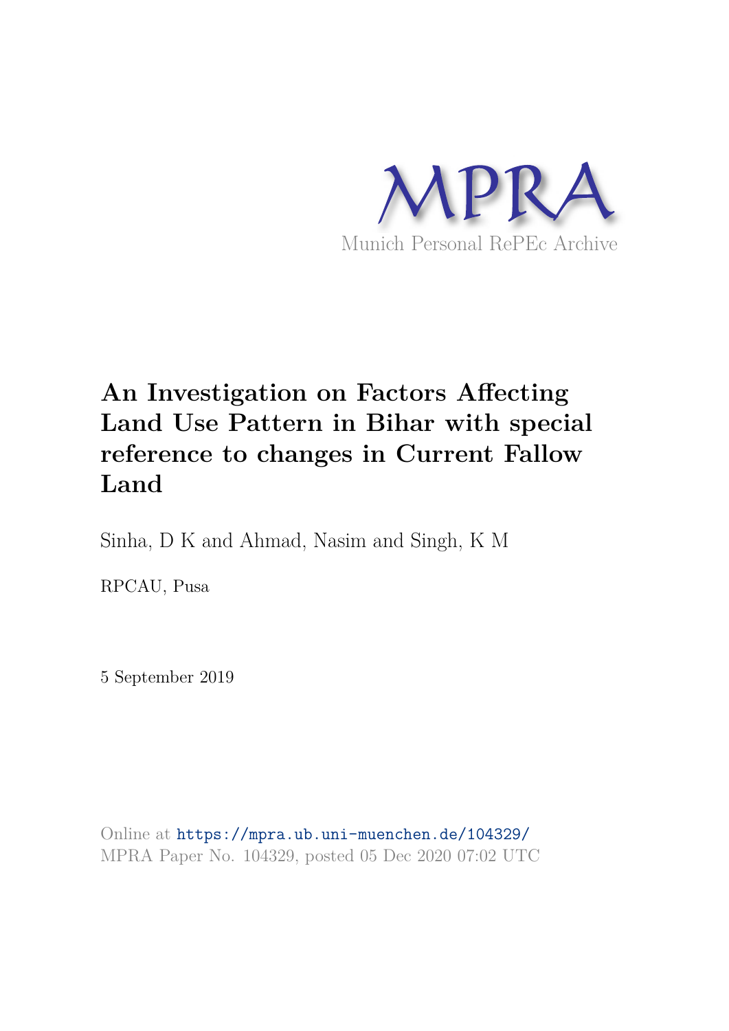MPRA

Munich Personal RePEc Archive

# An Investigation on Factors Affecting Land Use Pattern in Bihar with special reference to changes in Current Fallow Land

Sinha, D K and Ahmad, Nasim and Singh, K M

RPCAU, Pusa

5 September 2019

Online at https://mpra.ub.uni-muenchen.de/104329/
MPRA Paper No. 104329, posted 05 Dec 2020 07:02 UTC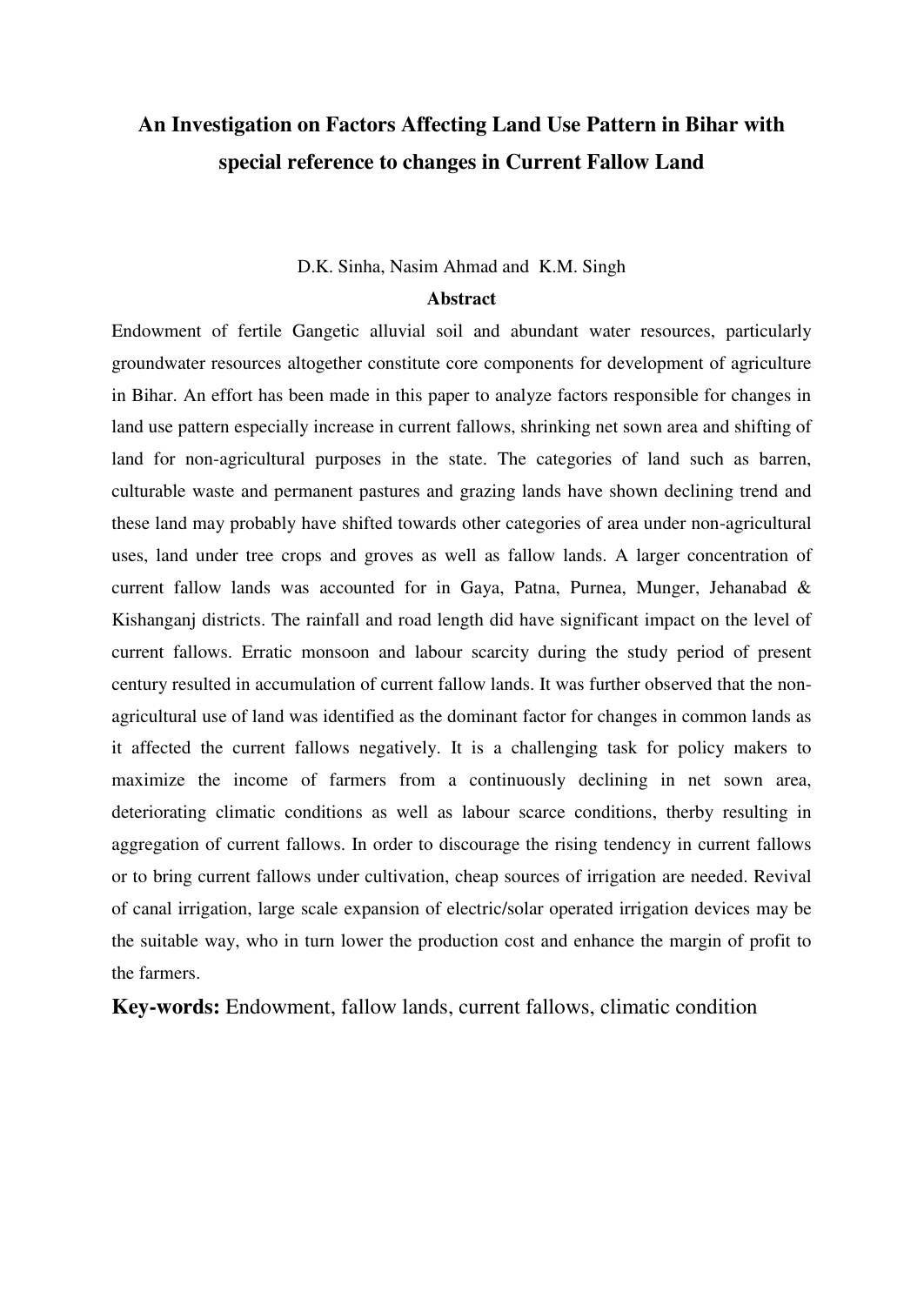# An Investigation on Factors Affecting Land Use Pattern in Bihar with special reference to changes in Current Fallow Land

D.K. Sinha, Nasim Ahmad and K.M. Singh

## Abstract

Endowment of fertile Gangetic alluvial soil and abundant water resources, particularly groundwater resources altogether constitute core components for development of agriculture in Bihar. An effort has been made in this paper to analyze factors responsible for changes in land use pattern especially increase in current fallows, shrinking net sown area and shifting of land for non-agricultural purposes in the state. The categories of land such as barren, culturable waste and permanent pastures and grazing lands have shown declining trend and these land may probably have shifted towards other categories of area under non-agricultural uses, land under tree crops and groves as well as fallow lands. A larger concentration of current fallow lands was accounted for in Gaya, Patna, Purnea, Munger, Jehanabad & Kishanganj districts. The rainfall and road length did have significant impact on the level of current fallows. Erratic monsoon and labour scarcity during the study period of present century resulted in accumulation of current fallow lands. It was further observed that the non-agricultural use of land was identified as the dominant factor for changes in common lands as it affected the current fallows negatively. It is a challenging task for policy makers to maximize the income of farmers from a continuously declining in net sown area, deteriorating climatic conditions as well as labour scarce conditions, therby resulting in aggregation of current fallows. In order to discourage the rising tendency in current fallows or to bring current fallows under cultivation, cheap sources of irrigation are needed. Revival of canal irrigation, large scale expansion of electric/solar operated irrigation devices may be the suitable way, who in turn lower the production cost and enhance the margin of profit to the farmers.

**Key-words:** Endowment, fallow lands, current fallows, climatic condition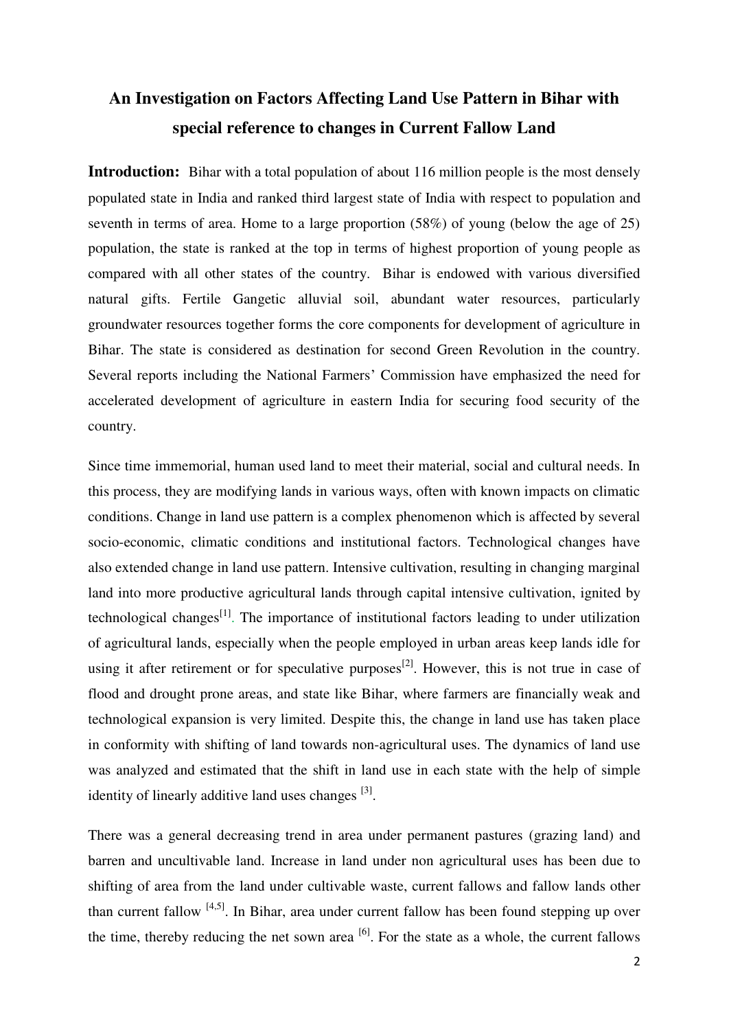# An Investigation on Factors Affecting Land Use Pattern in Bihar with special reference to changes in Current Fallow Land

**Introduction:** Bihar with a total population of about 116 million people is the most densely populated state in India and ranked third largest state of India with respect to population and seventh in terms of area. Home to a large proportion (58%) of young (below the age of 25) population, the state is ranked at the top in terms of highest proportion of young people as compared with all other states of the country. Bihar is endowed with various diversified natural gifts. Fertile Gangetic alluvial soil, abundant water resources, particularly groundwater resources together forms the core components for development of agriculture in Bihar. The state is considered as destination for second Green Revolution in the country. Several reports including the National Farmers' Commission have emphasized the need for accelerated development of agriculture in eastern India for securing food security of the country.

Since time immemorial, human used land to meet their material, social and cultural needs. In this process, they are modifying lands in various ways, often with known impacts on climatic conditions. Change in land use pattern is a complex phenomenon which is affected by several socio-economic, climatic conditions and institutional factors. Technological changes have also extended change in land use pattern. Intensive cultivation, resulting in changing marginal land into more productive agricultural lands through capital intensive cultivation, ignited by technological changes[1]. The importance of institutional factors leading to under utilization of agricultural lands, especially when the people employed in urban areas keep lands idle for using it after retirement or for speculative purposes[2]. However, this is not true in case of flood and drought prone areas, and state like Bihar, where farmers are financially weak and technological expansion is very limited. Despite this, the change in land use has taken place in conformity with shifting of land towards non-agricultural uses. The dynamics of land use was analyzed and estimated that the shift in land use in each state with the help of simple identity of linearly additive land uses changes [3].

There was a general decreasing trend in area under permanent pastures (grazing land) and barren and uncultivable land. Increase in land under non agricultural uses has been due to shifting of area from the land under cultivable waste, current fallows and fallow lands other than current fallow [4,5]. In Bihar, area under current fallow has been found stepping up over the time, thereby reducing the net sown area [6]. For the state as a whole, the current fallows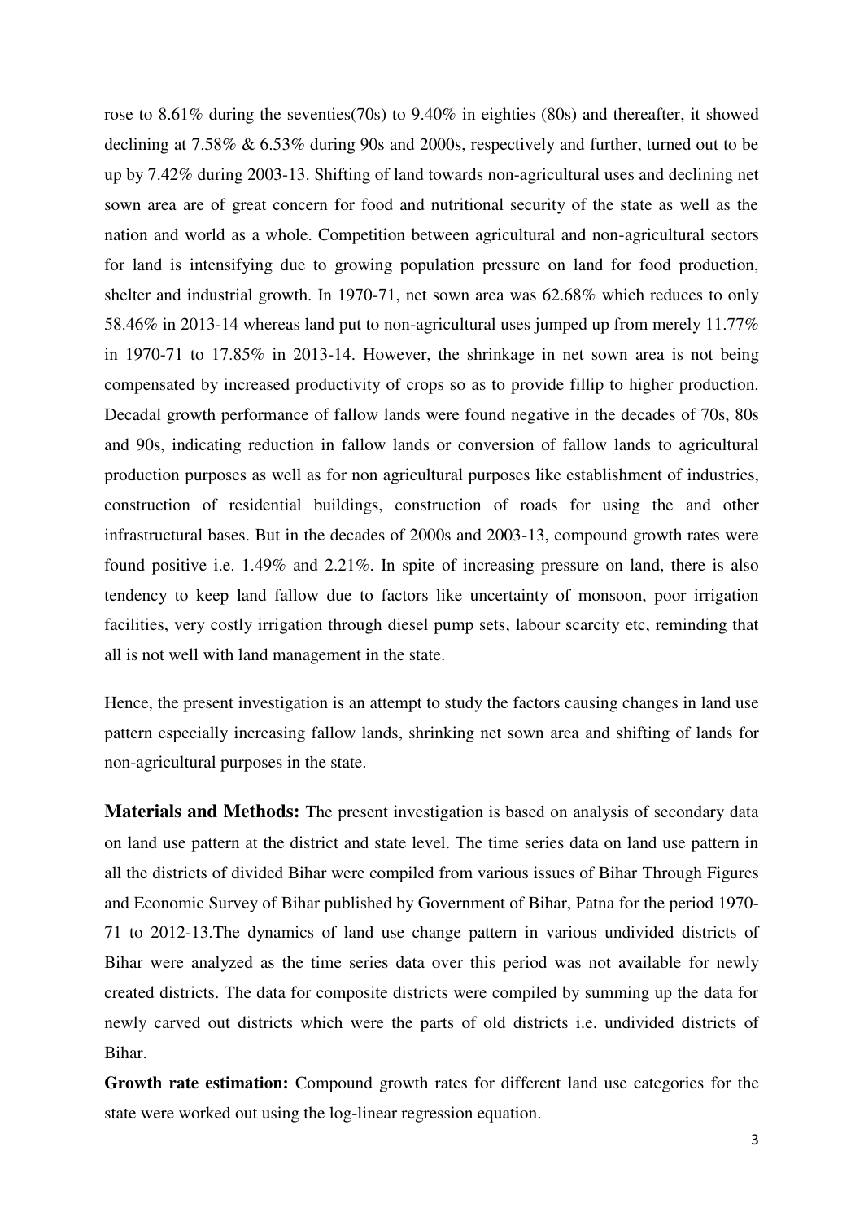rose to 8.61% during the seventies(70s) to 9.40% in eighties (80s) and thereafter, it showed declining at 7.58% & 6.53% during 90s and 2000s, respectively and further, turned out to be up by 7.42% during 2003-13. Shifting of land towards non-agricultural uses and declining net sown area are of great concern for food and nutritional security of the state as well as the nation and world as a whole. Competition between agricultural and non-agricultural sectors for land is intensifying due to growing population pressure on land for food production, shelter and industrial growth. In 1970-71, net sown area was 62.68% which reduces to only 58.46% in 2013-14 whereas land put to non-agricultural uses jumped up from merely 11.77% in 1970-71 to 17.85% in 2013-14. However, the shrinkage in net sown area is not being compensated by increased productivity of crops so as to provide fillip to higher production. Decadal growth performance of fallow lands were found negative in the decades of 70s, 80s and 90s, indicating reduction in fallow lands or conversion of fallow lands to agricultural production purposes as well as for non agricultural purposes like establishment of industries, construction of residential buildings, construction of roads for using the and other infrastructural bases. But in the decades of 2000s and 2003-13, compound growth rates were found positive i.e. 1.49% and 2.21%. In spite of increasing pressure on land, there is also tendency to keep land fallow due to factors like uncertainty of monsoon, poor irrigation facilities, very costly irrigation through diesel pump sets, labour scarcity etc, reminding that all is not well with land management in the state.

Hence, the present investigation is an attempt to study the factors causing changes in land use pattern especially increasing fallow lands, shrinking net sown area and shifting of lands for non-agricultural purposes in the state.

**Materials and Methods:** The present investigation is based on analysis of secondary data on land use pattern at the district and state level. The time series data on land use pattern in all the districts of divided Bihar were compiled from various issues of Bihar Through Figures and Economic Survey of Bihar published by Government of Bihar, Patna for the period 1970-71 to 2012-13.The dynamics of land use change pattern in various undivided districts of Bihar were analyzed as the time series data over this period was not available for newly created districts. The data for composite districts were compiled by summing up the data for newly carved out districts which were the parts of old districts i.e. undivided districts of Bihar.

**Growth rate estimation:** Compound growth rates for different land use categories for the state were worked out using the log-linear regression equation.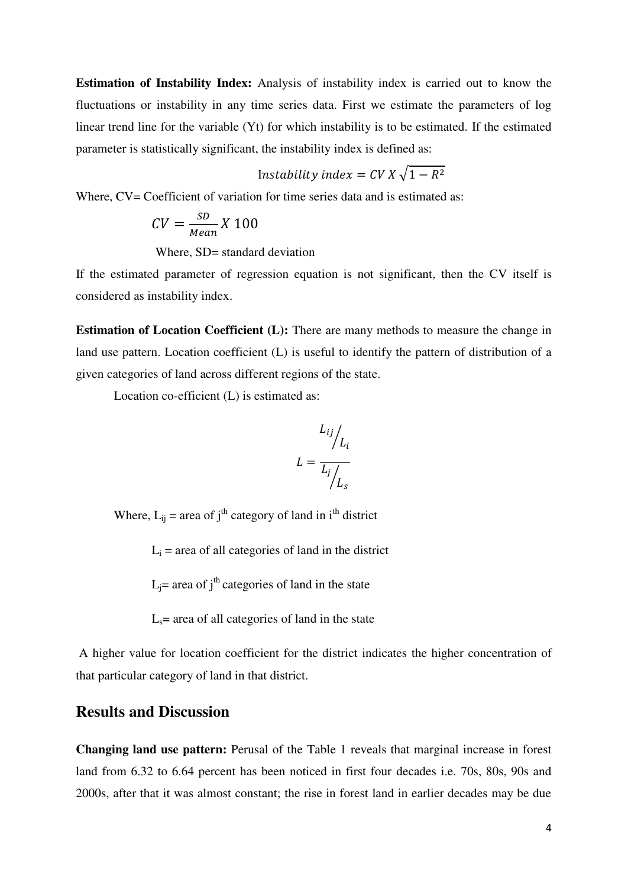**Estimation of Instability Index:** Analysis of instability index is carried out to know the fluctuations or instability in any time series data. First we estimate the parameters of log linear trend line for the variable (Yt) for which instability is to be estimated. If the estimated parameter is statistically significant, the instability index is defined as:

$$\text{Instability index} = CV\ X\ \sqrt{1 - R^2}$$

Where, CV= Coefficient of variation for time series data and is estimated as:

$$CV = \frac{SD}{Mean} X\ 100$$

Where, SD= standard deviation

If the estimated parameter of regression equation is not significant, then the CV itself is considered as instability index.

**Estimation of Location Coefficient (L):** There are many methods to measure the change in land use pattern. Location coefficient (L) is useful to identify the pattern of distribution of a given categories of land across different regions of the state.

Location co-efficient (L) is estimated as:

$$L = \frac{L_{ij}/L_i}{L_j/L_s}$$

Where, $L_{ij}$ = area of j$^{th}$ category of land in i$^{th}$ district

$L_i$ = area of all categories of land in the district

$L_j$= area of j$^{th}$ categories of land in the state

$L_s$= area of all categories of land in the state

A higher value for location coefficient for the district indicates the higher concentration of that particular category of land in that district.

## Results and Discussion

**Changing land use pattern:** Perusal of the Table 1 reveals that marginal increase in forest land from 6.32 to 6.64 percent has been noticed in first four decades i.e. 70s, 80s, 90s and 2000s, after that it was almost constant; the rise in forest land in earlier decades may be due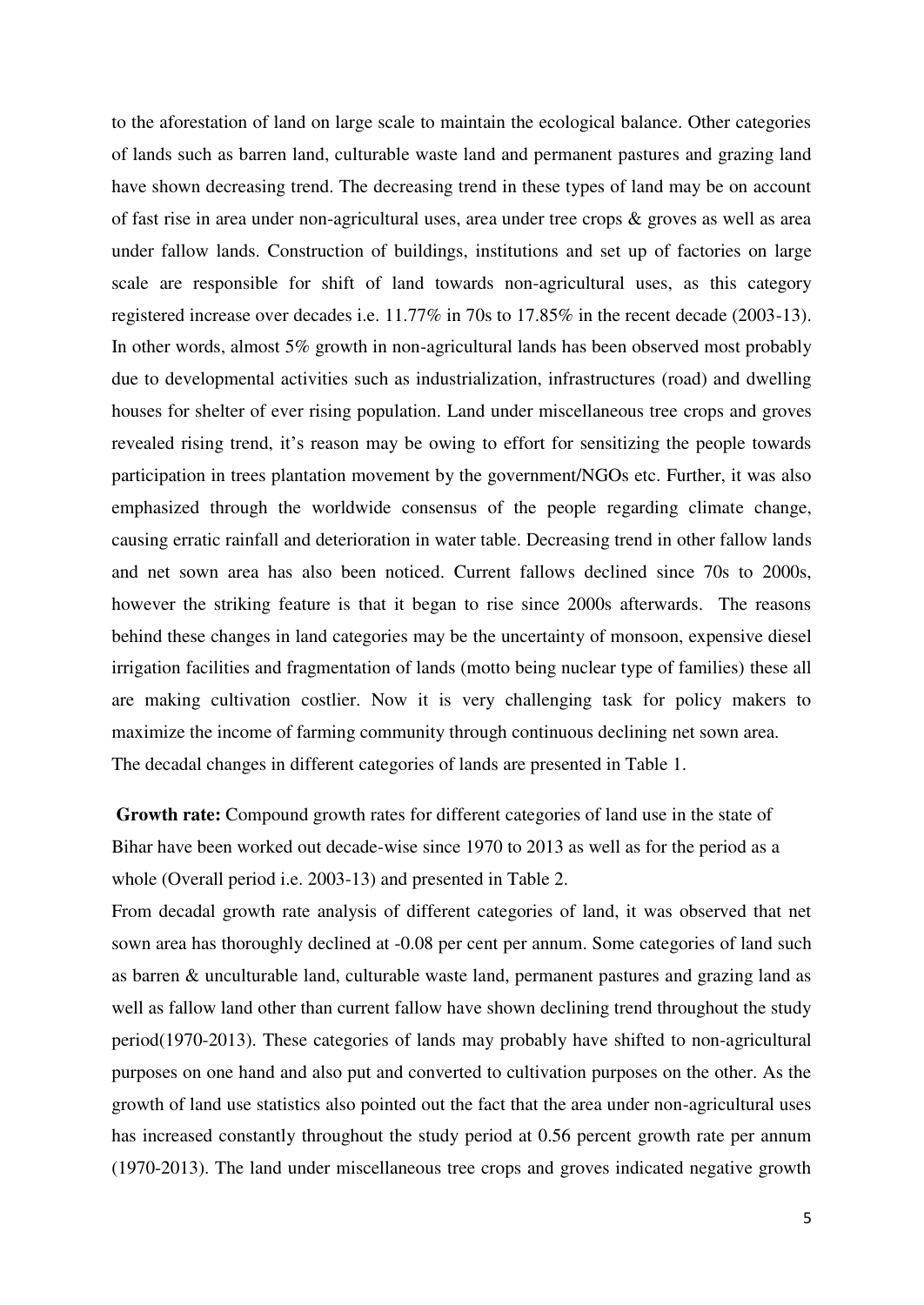to the aforestation of land on large scale to maintain the ecological balance. Other categories of lands such as barren land, culturable waste land and permanent pastures and grazing land have shown decreasing trend. The decreasing trend in these types of land may be on account of fast rise in area under non-agricultural uses, area under tree crops & groves as well as area under fallow lands. Construction of buildings, institutions and set up of factories on large scale are responsible for shift of land towards non-agricultural uses, as this category registered increase over decades i.e. 11.77% in 70s to 17.85% in the recent decade (2003-13). In other words, almost 5% growth in non-agricultural lands has been observed most probably due to developmental activities such as industrialization, infrastructures (road) and dwelling houses for shelter of ever rising population. Land under miscellaneous tree crops and groves revealed rising trend, it's reason may be owing to effort for sensitizing the people towards participation in trees plantation movement by the government/NGOs etc. Further, it was also emphasized through the worldwide consensus of the people regarding climate change, causing erratic rainfall and deterioration in water table. Decreasing trend in other fallow lands and net sown area has also been noticed. Current fallows declined since 70s to 2000s, however the striking feature is that it began to rise since 2000s afterwards. The reasons behind these changes in land categories may be the uncertainty of monsoon, expensive diesel irrigation facilities and fragmentation of lands (motto being nuclear type of families) these all are making cultivation costlier. Now it is very challenging task for policy makers to maximize the income of farming community through continuous declining net sown area. The decadal changes in different categories of lands are presented in Table 1.

**Growth rate:** Compound growth rates for different categories of land use in the state of Bihar have been worked out decade-wise since 1970 to 2013 as well as for the period as a whole (Overall period i.e. 2003-13) and presented in Table 2.

From decadal growth rate analysis of different categories of land, it was observed that net sown area has thoroughly declined at -0.08 per cent per annum. Some categories of land such as barren & unculturable land, culturable waste land, permanent pastures and grazing land as well as fallow land other than current fallow have shown declining trend throughout the study period(1970-2013). These categories of lands may probably have shifted to non-agricultural purposes on one hand and also put and converted to cultivation purposes on the other. As the growth of land use statistics also pointed out the fact that the area under non-agricultural uses has increased constantly throughout the study period at 0.56 percent growth rate per annum (1970-2013). The land under miscellaneous tree crops and groves indicated negative growth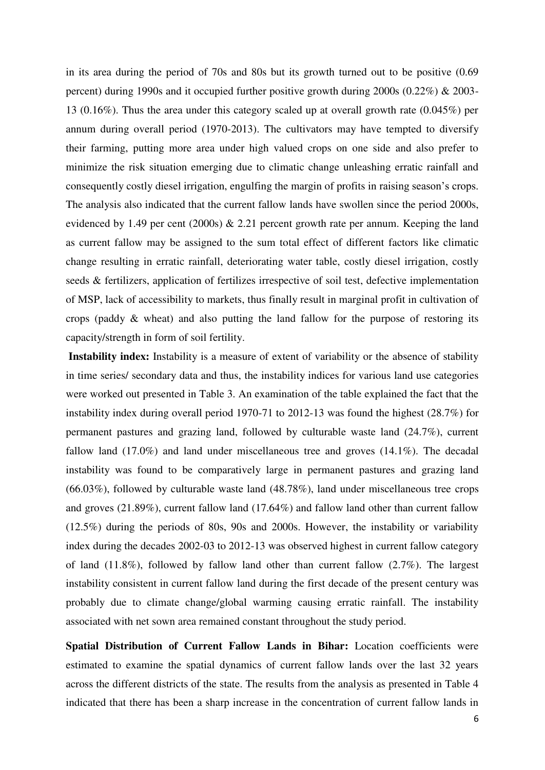in its area during the period of 70s and 80s but its growth turned out to be positive (0.69 percent) during 1990s and it occupied further positive growth during 2000s (0.22%) & 2003-13 (0.16%). Thus the area under this category scaled up at overall growth rate (0.045%) per annum during overall period (1970-2013). The cultivators may have tempted to diversify their farming, putting more area under high valued crops on one side and also prefer to minimize the risk situation emerging due to climatic change unleashing erratic rainfall and consequently costly diesel irrigation, engulfing the margin of profits in raising season's crops. The analysis also indicated that the current fallow lands have swollen since the period 2000s, evidenced by 1.49 per cent (2000s) & 2.21 percent growth rate per annum. Keeping the land as current fallow may be assigned to the sum total effect of different factors like climatic change resulting in erratic rainfall, deteriorating water table, costly diesel irrigation, costly seeds & fertilizers, application of fertilizes irrespective of soil test, defective implementation of MSP, lack of accessibility to markets, thus finally result in marginal profit in cultivation of crops (paddy & wheat) and also putting the land fallow for the purpose of restoring its capacity/strength in form of soil fertility.

**Instability index:** Instability is a measure of extent of variability or the absence of stability in time series/ secondary data and thus, the instability indices for various land use categories were worked out presented in Table 3. An examination of the table explained the fact that the instability index during overall period 1970-71 to 2012-13 was found the highest (28.7%) for permanent pastures and grazing land, followed by culturable waste land (24.7%), current fallow land (17.0%) and land under miscellaneous tree and groves (14.1%). The decadal instability was found to be comparatively large in permanent pastures and grazing land (66.03%), followed by culturable waste land (48.78%), land under miscellaneous tree crops and groves (21.89%), current fallow land (17.64%) and fallow land other than current fallow (12.5%) during the periods of 80s, 90s and 2000s. However, the instability or variability index during the decades 2002-03 to 2012-13 was observed highest in current fallow category of land (11.8%), followed by fallow land other than current fallow (2.7%). The largest instability consistent in current fallow land during the first decade of the present century was probably due to climate change/global warming causing erratic rainfall. The instability associated with net sown area remained constant throughout the study period.

**Spatial Distribution of Current Fallow Lands in Bihar:** Location coefficients were estimated to examine the spatial dynamics of current fallow lands over the last 32 years across the different districts of the state. The results from the analysis as presented in Table 4 indicated that there has been a sharp increase in the concentration of current fallow lands in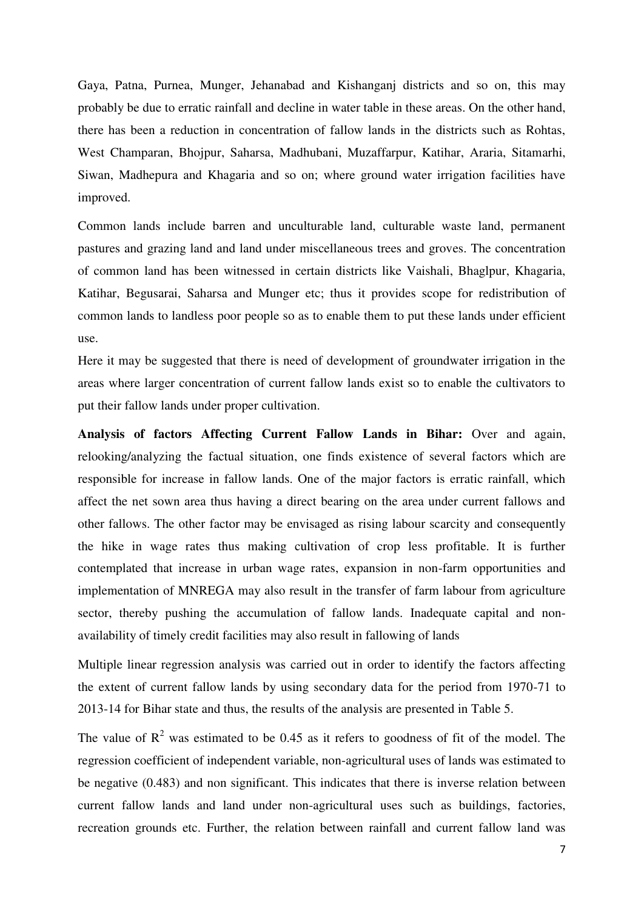Gaya, Patna, Purnea, Munger, Jehanabad and Kishanganj districts and so on, this may probably be due to erratic rainfall and decline in water table in these areas. On the other hand, there has been a reduction in concentration of fallow lands in the districts such as Rohtas, West Champaran, Bhojpur, Saharsa, Madhubani, Muzaffarpur, Katihar, Araria, Sitamarhi, Siwan, Madhepura and Khagaria and so on; where ground water irrigation facilities have improved.

Common lands include barren and unculturable land, culturable waste land, permanent pastures and grazing land and land under miscellaneous trees and groves. The concentration of common land has been witnessed in certain districts like Vaishali, Bhaglpur, Khagaria, Katihar, Begusarai, Saharsa and Munger etc; thus it provides scope for redistribution of common lands to landless poor people so as to enable them to put these lands under efficient use.

Here it may be suggested that there is need of development of groundwater irrigation in the areas where larger concentration of current fallow lands exist so to enable the cultivators to put their fallow lands under proper cultivation.

**Analysis of factors Affecting Current Fallow Lands in Bihar:** Over and again, relooking/analyzing the factual situation, one finds existence of several factors which are responsible for increase in fallow lands. One of the major factors is erratic rainfall, which affect the net sown area thus having a direct bearing on the area under current fallows and other fallows. The other factor may be envisaged as rising labour scarcity and consequently the hike in wage rates thus making cultivation of crop less profitable. It is further contemplated that increase in urban wage rates, expansion in non-farm opportunities and implementation of MNREGA may also result in the transfer of farm labour from agriculture sector, thereby pushing the accumulation of fallow lands. Inadequate capital and non-availability of timely credit facilities may also result in fallowing of lands

Multiple linear regression analysis was carried out in order to identify the factors affecting the extent of current fallow lands by using secondary data for the period from 1970-71 to 2013-14 for Bihar state and thus, the results of the analysis are presented in Table 5.

The value of $R^2$ was estimated to be 0.45 as it refers to goodness of fit of the model. The regression coefficient of independent variable, non-agricultural uses of lands was estimated to be negative (0.483) and non significant. This indicates that there is inverse relation between current fallow lands and land under non-agricultural uses such as buildings, factories, recreation grounds etc. Further, the relation between rainfall and current fallow land was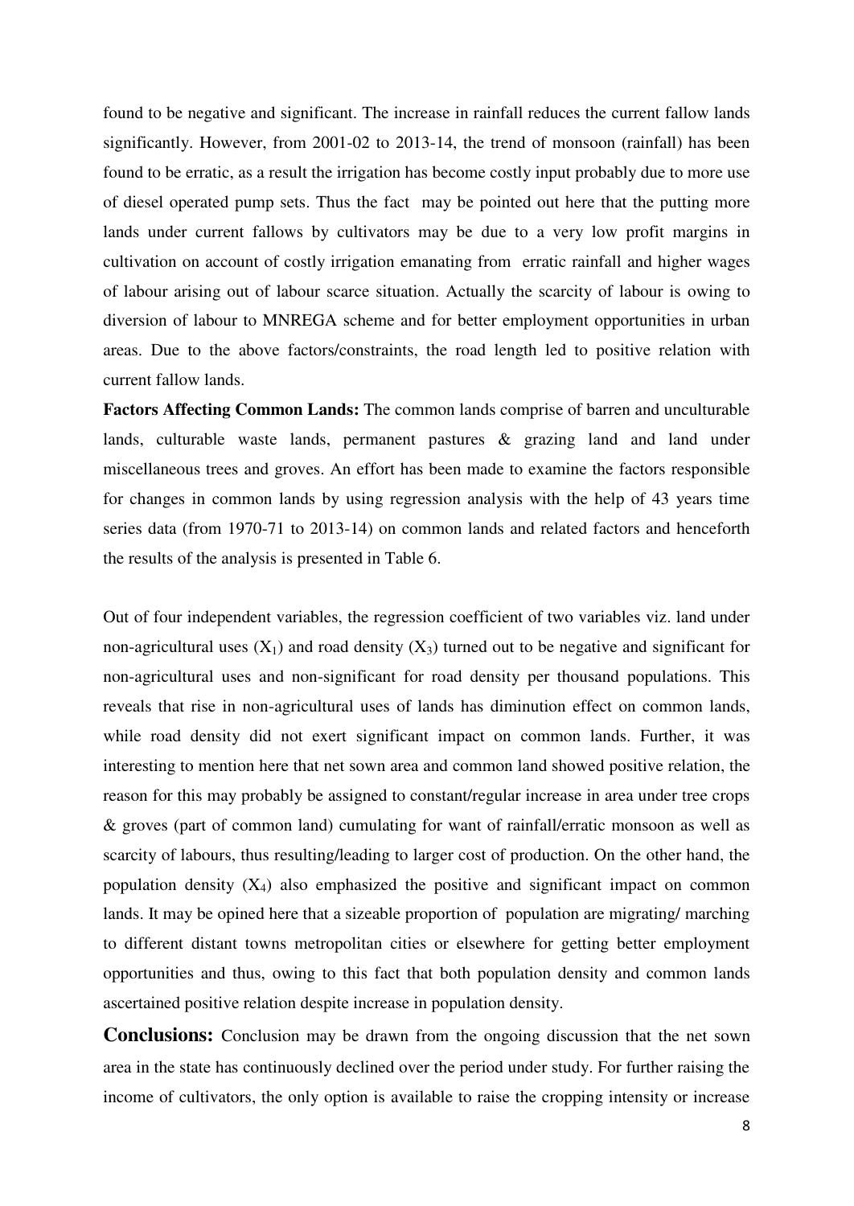found to be negative and significant. The increase in rainfall reduces the current fallow lands significantly. However, from 2001-02 to 2013-14, the trend of monsoon (rainfall) has been found to be erratic, as a result the irrigation has become costly input probably due to more use of diesel operated pump sets. Thus the fact may be pointed out here that the putting more lands under current fallows by cultivators may be due to a very low profit margins in cultivation on account of costly irrigation emanating from erratic rainfall and higher wages of labour arising out of labour scarce situation. Actually the scarcity of labour is owing to diversion of labour to MNREGA scheme and for better employment opportunities in urban areas. Due to the above factors/constraints, the road length led to positive relation with current fallow lands.

**Factors Affecting Common Lands:** The common lands comprise of barren and unculturable lands, culturable waste lands, permanent pastures & grazing land and land under miscellaneous trees and groves. An effort has been made to examine the factors responsible for changes in common lands by using regression analysis with the help of 43 years time series data (from 1970-71 to 2013-14) on common lands and related factors and henceforth the results of the analysis is presented in Table 6.

Out of four independent variables, the regression coefficient of two variables viz. land under non-agricultural uses ($X_1$) and road density ($X_3$) turned out to be negative and significant for non-agricultural uses and non-significant for road density per thousand populations. This reveals that rise in non-agricultural uses of lands has diminution effect on common lands, while road density did not exert significant impact on common lands. Further, it was interesting to mention here that net sown area and common land showed positive relation, the reason for this may probably be assigned to constant/regular increase in area under tree crops & groves (part of common land) cumulating for want of rainfall/erratic monsoon as well as scarcity of labours, thus resulting/leading to larger cost of production. On the other hand, the population density ($X_4$) also emphasized the positive and significant impact on common lands. It may be opined here that a sizeable proportion of population are migrating/ marching to different distant towns metropolitan cities or elsewhere for getting better employment opportunities and thus, owing to this fact that both population density and common lands ascertained positive relation despite increase in population density.

**Conclusions:** Conclusion may be drawn from the ongoing discussion that the net sown area in the state has continuously declined over the period under study. For further raising the income of cultivators, the only option is available to raise the cropping intensity or increase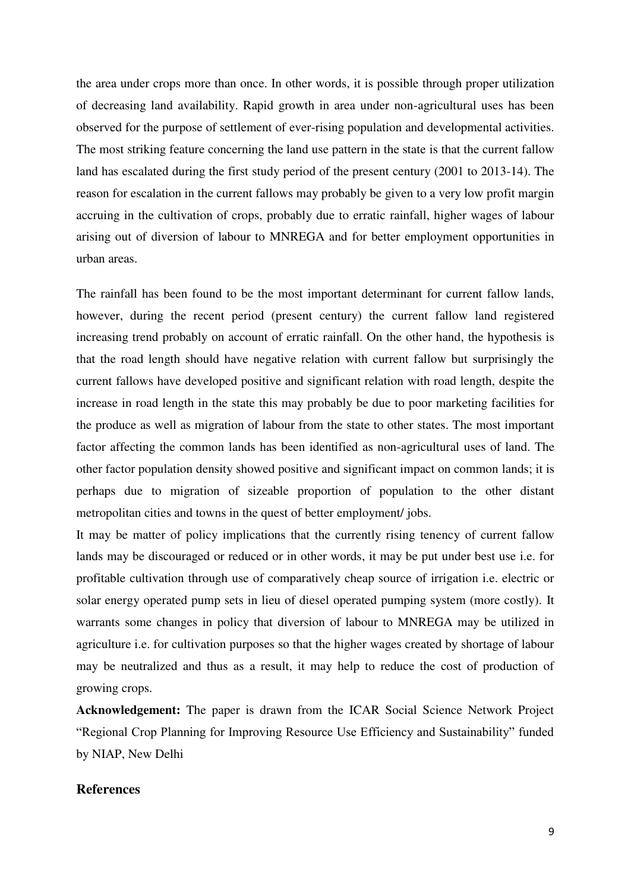the area under crops more than once. In other words, it is possible through proper utilization of decreasing land availability. Rapid growth in area under non-agricultural uses has been observed for the purpose of settlement of ever-rising population and developmental activities. The most striking feature concerning the land use pattern in the state is that the current fallow land has escalated during the first study period of the present century (2001 to 2013-14). The reason for escalation in the current fallows may probably be given to a very low profit margin accruing in the cultivation of crops, probably due to erratic rainfall, higher wages of labour arising out of diversion of labour to MNREGA and for better employment opportunities in urban areas.

The rainfall has been found to be the most important determinant for current fallow lands, however, during the recent period (present century) the current fallow land registered increasing trend probably on account of erratic rainfall. On the other hand, the hypothesis is that the road length should have negative relation with current fallow but surprisingly the current fallows have developed positive and significant relation with road length, despite the increase in road length in the state this may probably be due to poor marketing facilities for the produce as well as migration of labour from the state to other states. The most important factor affecting the common lands has been identified as non-agricultural uses of land. The other factor population density showed positive and significant impact on common lands; it is perhaps due to migration of sizeable proportion of population to the other distant metropolitan cities and towns in the quest of better employment/ jobs.

It may be matter of policy implications that the currently rising tenency of current fallow lands may be discouraged or reduced or in other words, it may be put under best use i.e. for profitable cultivation through use of comparatively cheap source of irrigation i.e. electric or solar energy operated pump sets in lieu of diesel operated pumping system (more costly). It warrants some changes in policy that diversion of labour to MNREGA may be utilized in agriculture i.e. for cultivation purposes so that the higher wages created by shortage of labour may be neutralized and thus as a result, it may help to reduce the cost of production of growing crops.

**Acknowledgement:** The paper is drawn from the ICAR Social Science Network Project "Regional Crop Planning for Improving Resource Use Efficiency and Sustainability" funded by NIAP, New Delhi

## References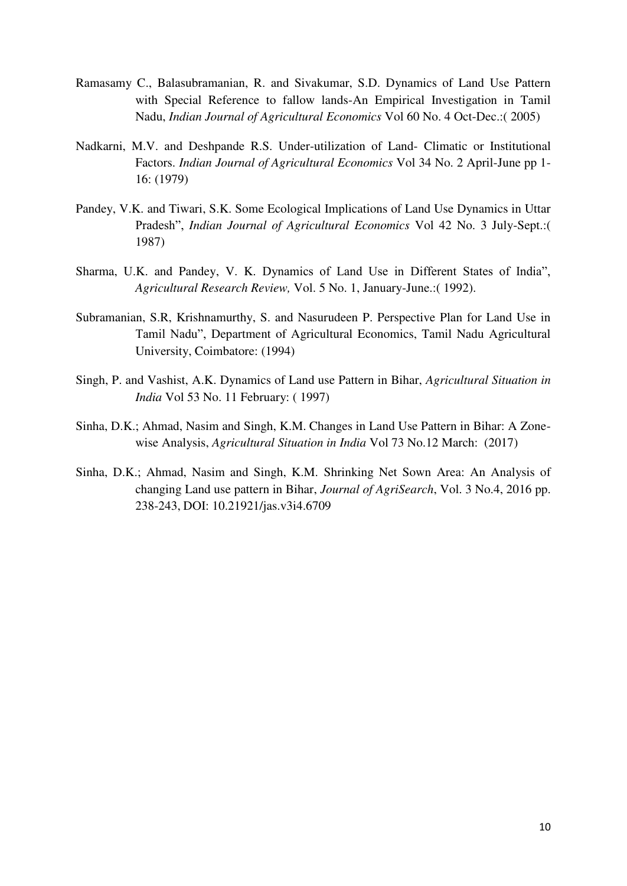Ramasamy C., Balasubramanian, R. and Sivakumar, S.D. Dynamics of Land Use Pattern with Special Reference to fallow lands-An Empirical Investigation in Tamil Nadu, *Indian Journal of Agricultural Economics* Vol 60 No. 4 Oct-Dec.:( 2005)

Nadkarni, M.V. and Deshpande R.S. Under-utilization of Land- Climatic or Institutional Factors. *Indian Journal of Agricultural Economics* Vol 34 No. 2 April-June pp 1-16: (1979)

Pandey, V.K. and Tiwari, S.K. Some Ecological Implications of Land Use Dynamics in Uttar Pradesh", *Indian Journal of Agricultural Economics* Vol 42 No. 3 July-Sept.:( 1987)

Sharma, U.K. and Pandey, V. K. Dynamics of Land Use in Different States of India", *Agricultural Research Review,* Vol. 5 No. 1, January-June.:( 1992).

Subramanian, S.R, Krishnamurthy, S. and Nasurudeen P. Perspective Plan for Land Use in Tamil Nadu", Department of Agricultural Economics, Tamil Nadu Agricultural University, Coimbatore: (1994)

Singh, P. and Vashist, A.K. Dynamics of Land use Pattern in Bihar, *Agricultural Situation in India* Vol 53 No. 11 February: ( 1997)

Sinha, D.K.; Ahmad, Nasim and Singh, K.M. Changes in Land Use Pattern in Bihar: A Zone-wise Analysis, *Agricultural Situation in India* Vol 73 No.12 March: (2017)

Sinha, D.K.; Ahmad, Nasim and Singh, K.M. Shrinking Net Sown Area: An Analysis of changing Land use pattern in Bihar, *Journal of AgriSearch*, Vol. 3 No.4, 2016 pp. 238-243, DOI: 10.21921/jas.v3i4.6709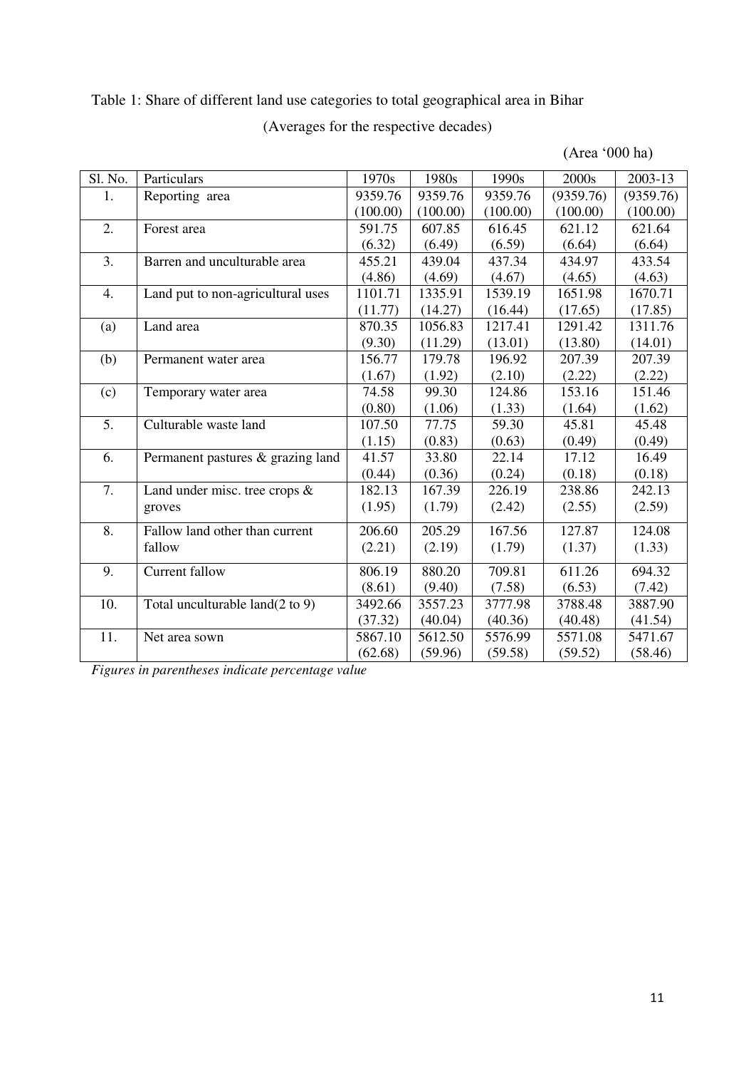Table 1: Share of different land use categories to total geographical area in Bihar

(Averages for the respective decades)

(Area '000 ha)

| Sl. No. | Particulars | 1970s | 1980s | 1990s | 2000s | 2003-13 |
|---|---|---|---|---|---|---|
| 1. | Reporting area | 9359.76 (100.00) | 9359.76 (100.00) | 9359.76 (100.00) | (9359.76) (100.00) | (9359.76) (100.00) |
| 2. | Forest area | 591.75 (6.32) | 607.85 (6.49) | 616.45 (6.59) | 621.12 (6.64) | 621.64 (6.64) |
| 3. | Barren and unculturable area | 455.21 (4.86) | 439.04 (4.69) | 437.34 (4.67) | 434.97 (4.65) | 433.54 (4.63) |
| 4. | Land put to non-agricultural uses | 1101.71 (11.77) | 1335.91 (14.27) | 1539.19 (16.44) | 1651.98 (17.65) | 1670.71 (17.85) |
| (a) | Land area | 870.35 (9.30) | 1056.83 (11.29) | 1217.41 (13.01) | 1291.42 (13.80) | 1311.76 (14.01) |
| (b) | Permanent water area | 156.77 (1.67) | 179.78 (1.92) | 196.92 (2.10) | 207.39 (2.22) | 207.39 (2.22) |
| (c) | Temporary water area | 74.58 (0.80) | 99.30 (1.06) | 124.86 (1.33) | 153.16 (1.64) | 151.46 (1.62) |
| 5. | Culturable waste land | 107.50 (1.15) | 77.75 (0.83) | 59.30 (0.63) | 45.81 (0.49) | 45.48 (0.49) |
| 6. | Permanent pastures & grazing land | 41.57 (0.44) | 33.80 (0.36) | 22.14 (0.24) | 17.12 (0.18) | 16.49 (0.18) |
| 7. | Land under misc. tree crops & groves | 182.13 (1.95) | 167.39 (1.79) | 226.19 (2.42) | 238.86 (2.55) | 242.13 (2.59) |
| 8. | Fallow land other than current fallow | 206.60 (2.21) | 205.29 (2.19) | 167.56 (1.79) | 127.87 (1.37) | 124.08 (1.33) |
| 9. | Current fallow | 806.19 (8.61) | 880.20 (9.40) | 709.81 (7.58) | 611.26 (6.53) | 694.32 (7.42) |
| 10. | Total unculturable land(2 to 9) | 3492.66 (37.32) | 3557.23 (40.04) | 3777.98 (40.36) | 3788.48 (40.48) | 3887.90 (41.54) |
| 11. | Net area sown | 5867.10 (62.68) | 5612.50 (59.96) | 5576.99 (59.58) | 5571.08 (59.52) | 5471.67 (58.46) |

*Figures in parentheses indicate percentage value*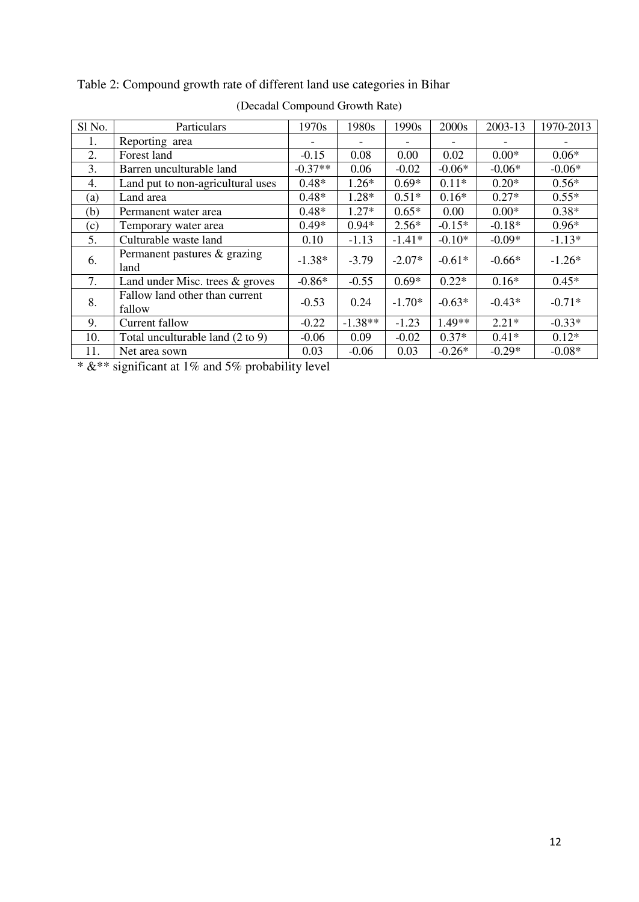Table 2: Compound growth rate of different land use categories in Bihar

(Decadal Compound Growth Rate)

| Sl No. | Particulars | 1970s | 1980s | 1990s | 2000s | 2003-13 | 1970-2013 |
|---|---|---|---|---|---|---|---|
| 1. | Reporting area | - | - | - | - | - | - |
| 2. | Forest land | -0.15 | 0.08 | 0.00 | 0.02 | 0.00* | 0.06* |
| 3. | Barren unculturable land | -0.37** | 0.06 | -0.02 | -0.06* | -0.06* | -0.06* |
| 4. | Land put to non-agricultural uses | 0.48* | 1.26* | 0.69* | 0.11* | 0.20* | 0.56* |
| (a) | Land area | 0.48* | 1.28* | 0.51* | 0.16* | 0.27* | 0.55* |
| (b) | Permanent water area | 0.48* | 1.27* | 0.65* | 0.00 | 0.00* | 0.38* |
| (c) | Temporary water area | 0.49* | 0.94* | 2.56* | -0.15* | -0.18* | 0.96* |
| 5. | Culturable waste land | 0.10 | -1.13 | -1.41* | -0.10* | -0.09* | -1.13* |
| 6. | Permanent pastures & grazing land | -1.38* | -3.79 | -2.07* | -0.61* | -0.66* | -1.26* |
| 7. | Land under Misc. trees & groves | -0.86* | -0.55 | 0.69* | 0.22* | 0.16* | 0.45* |
| 8. | Fallow land other than current fallow | -0.53 | 0.24 | -1.70* | -0.63* | -0.43* | -0.71* |
| 9. | Current fallow | -0.22 | -1.38** | -1.23 | 1.49** | 2.21* | -0.33* |
| 10. | Total unculturable land (2 to 9) | -0.06 | 0.09 | -0.02 | 0.37* | 0.41* | 0.12* |
| 11. | Net area sown | 0.03 | -0.06 | 0.03 | -0.26* | -0.29* | -0.08* |

* &** significant at 1% and 5% probability level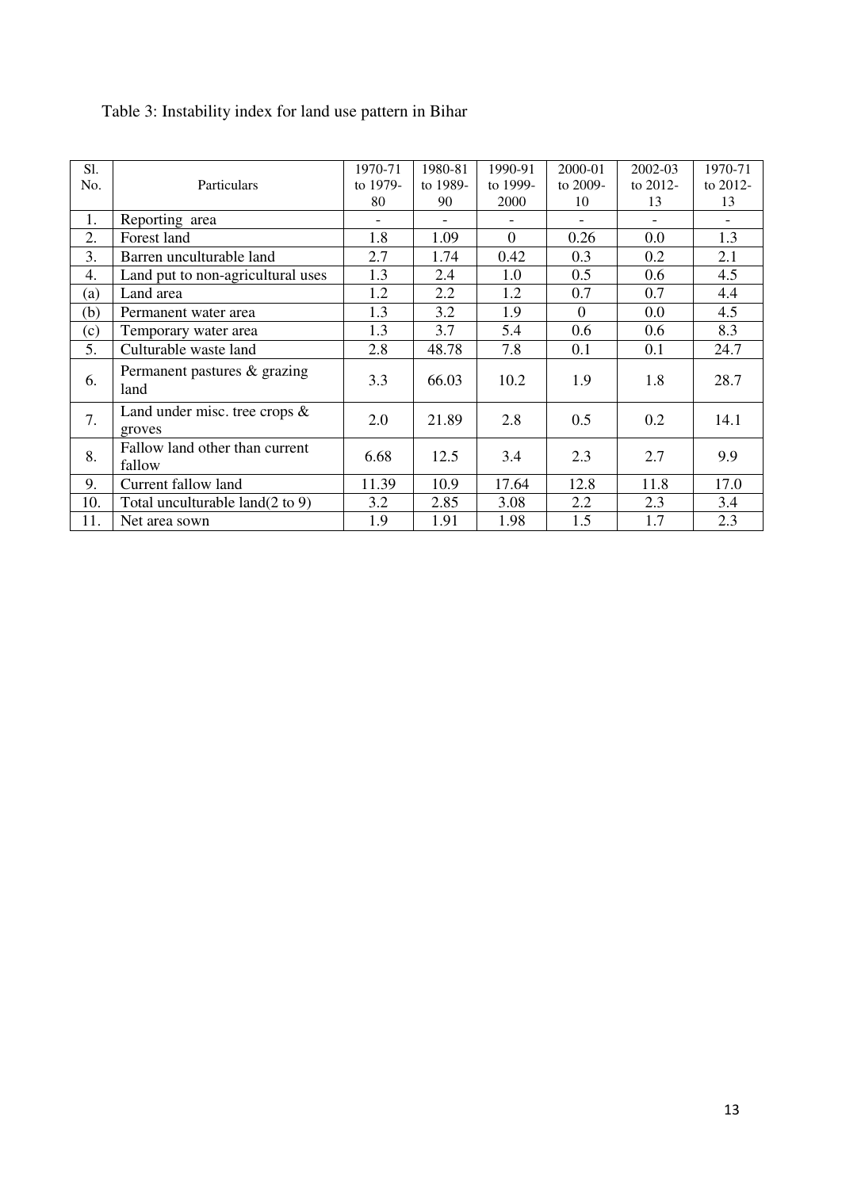Table 3: Instability index for land use pattern in Bihar

| Sl. No. | Particulars | 1970-71 to 1979-80 | 1980-81 to 1989-90 | 1990-91 to 1999-2000 | 2000-01 to 2009-10 | 2002-03 to 2012-13 | 1970-71 to 2012-13 |
|---|---|---|---|---|---|---|---|
| 1. | Reporting area | - | - | - | - | - | - |
| 2. | Forest land | 1.8 | 1.09 | 0 | 0.26 | 0.0 | 1.3 |
| 3. | Barren unculturable land | 2.7 | 1.74 | 0.42 | 0.3 | 0.2 | 2.1 |
| 4. | Land put to non-agricultural uses | 1.3 | 2.4 | 1.0 | 0.5 | 0.6 | 4.5 |
| (a) | Land area | 1.2 | 2.2 | 1.2 | 0.7 | 0.7 | 4.4 |
| (b) | Permanent water area | 1.3 | 3.2 | 1.9 | 0 | 0.0 | 4.5 |
| (c) | Temporary water area | 1.3 | 3.7 | 5.4 | 0.6 | 0.6 | 8.3 |
| 5. | Culturable waste land | 2.8 | 48.78 | 7.8 | 0.1 | 0.1 | 24.7 |
| 6. | Permanent pastures & grazing land | 3.3 | 66.03 | 10.2 | 1.9 | 1.8 | 28.7 |
| 7. | Land under misc. tree crops & groves | 2.0 | 21.89 | 2.8 | 0.5 | 0.2 | 14.1 |
| 8. | Fallow land other than current fallow | 6.68 | 12.5 | 3.4 | 2.3 | 2.7 | 9.9 |
| 9. | Current fallow land | 11.39 | 10.9 | 17.64 | 12.8 | 11.8 | 17.0 |
| 10. | Total unculturable land(2 to 9) | 3.2 | 2.85 | 3.08 | 2.2 | 2.3 | 3.4 |
| 11. | Net area sown | 1.9 | 1.91 | 1.98 | 1.5 | 1.7 | 2.3 |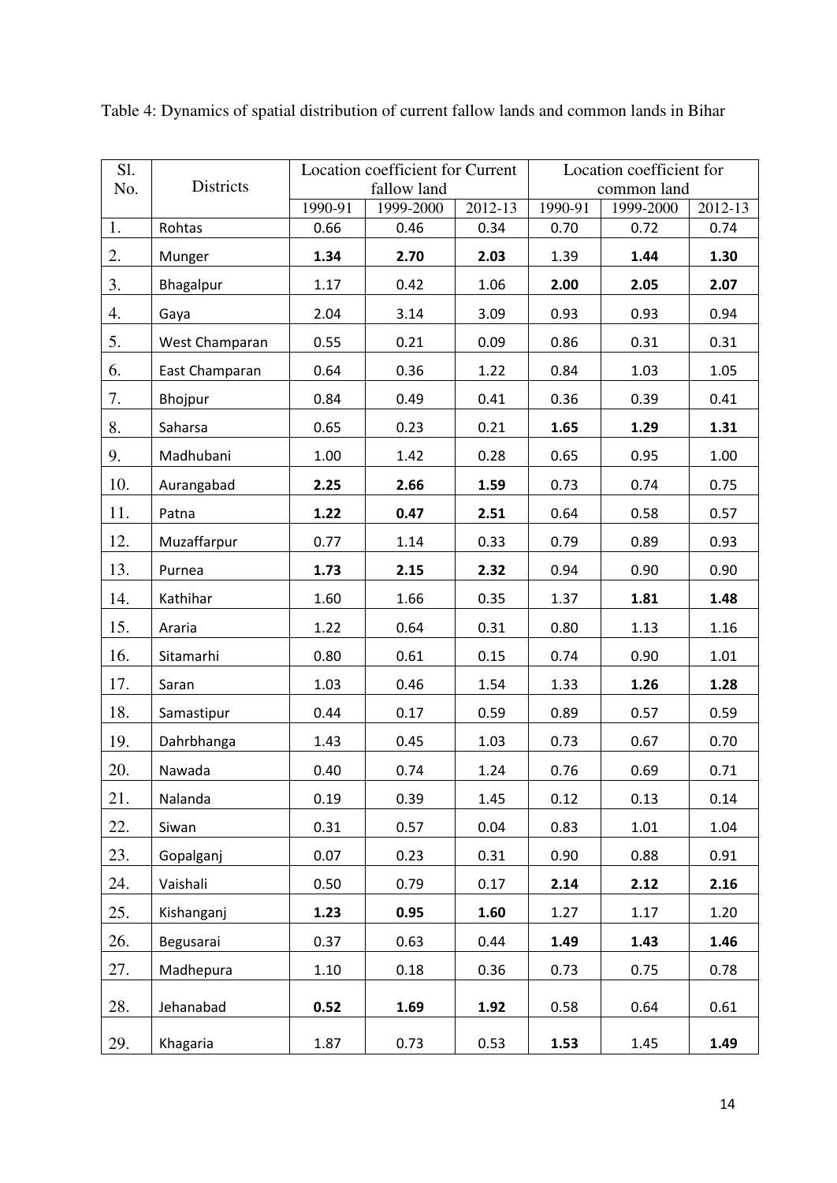Table 4: Dynamics of spatial distribution of current fallow lands and common lands in Bihar

| Sl. No. | Districts | Location coefficient for Current fallow land | | | Location coefficient for common land | | |
|---|---|---|---|---|---|---|---|
| | | 1990-91 | 1999-2000 | 2012-13 | 1990-91 | 1999-2000 | 2012-13 |
| 1. | Rohtas | 0.66 | 0.46 | 0.34 | 0.70 | 0.72 | 0.74 |
| 2. | Munger | **1.34** | **2.70** | **2.03** | 1.39 | **1.44** | **1.30** |
| 3. | Bhagalpur | 1.17 | 0.42 | 1.06 | **2.00** | **2.05** | **2.07** |
| 4. | Gaya | 2.04 | 3.14 | 3.09 | 0.93 | 0.93 | 0.94 |
| 5. | West Champaran | 0.55 | 0.21 | 0.09 | 0.86 | 0.31 | 0.31 |
| 6. | East Champaran | 0.64 | 0.36 | 1.22 | 0.84 | 1.03 | 1.05 |
| 7. | Bhojpur | 0.84 | 0.49 | 0.41 | 0.36 | 0.39 | 0.41 |
| 8. | Saharsa | 0.65 | 0.23 | 0.21 | **1.65** | **1.29** | **1.31** |
| 9. | Madhubani | 1.00 | 1.42 | 0.28 | 0.65 | 0.95 | 1.00 |
| 10. | Aurangabad | **2.25** | **2.66** | **1.59** | 0.73 | 0.74 | 0.75 |
| 11. | Patna | **1.22** | **0.47** | **2.51** | 0.64 | 0.58 | 0.57 |
| 12. | Muzaffarpur | 0.77 | 1.14 | 0.33 | 0.79 | 0.89 | 0.93 |
| 13. | Purnea | **1.73** | **2.15** | **2.32** | 0.94 | 0.90 | 0.90 |
| 14. | Kathihar | 1.60 | 1.66 | 0.35 | 1.37 | **1.81** | **1.48** |
| 15. | Araria | 1.22 | 0.64 | 0.31 | 0.80 | 1.13 | 1.16 |
| 16. | Sitamarhi | 0.80 | 0.61 | 0.15 | 0.74 | 0.90 | 1.01 |
| 17. | Saran | 1.03 | 0.46 | 1.54 | 1.33 | **1.26** | **1.28** |
| 18. | Samastipur | 0.44 | 0.17 | 0.59 | 0.89 | 0.57 | 0.59 |
| 19. | Dahrbhanga | 1.43 | 0.45 | 1.03 | 0.73 | 0.67 | 0.70 |
| 20. | Nawada | 0.40 | 0.74 | 1.24 | 0.76 | 0.69 | 0.71 |
| 21. | Nalanda | 0.19 | 0.39 | 1.45 | 0.12 | 0.13 | 0.14 |
| 22. | Siwan | 0.31 | 0.57 | 0.04 | 0.83 | 1.01 | 1.04 |
| 23. | Gopalganj | 0.07 | 0.23 | 0.31 | 0.90 | 0.88 | 0.91 |
| 24. | Vaishali | 0.50 | 0.79 | 0.17 | **2.14** | **2.12** | **2.16** |
| 25. | Kishanganj | **1.23** | **0.95** | **1.60** | 1.27 | 1.17 | 1.20 |
| 26. | Begusarai | 0.37 | 0.63 | 0.44 | **1.49** | **1.43** | **1.46** |
| 27. | Madhepura | 1.10 | 0.18 | 0.36 | 0.73 | 0.75 | 0.78 |
| 28. | Jehanabad | **0.52** | **1.69** | **1.92** | 0.58 | 0.64 | 0.61 |
| 29. | Khagaria | 1.87 | 0.73 | 0.53 | **1.53** | 1.45 | **1.49** |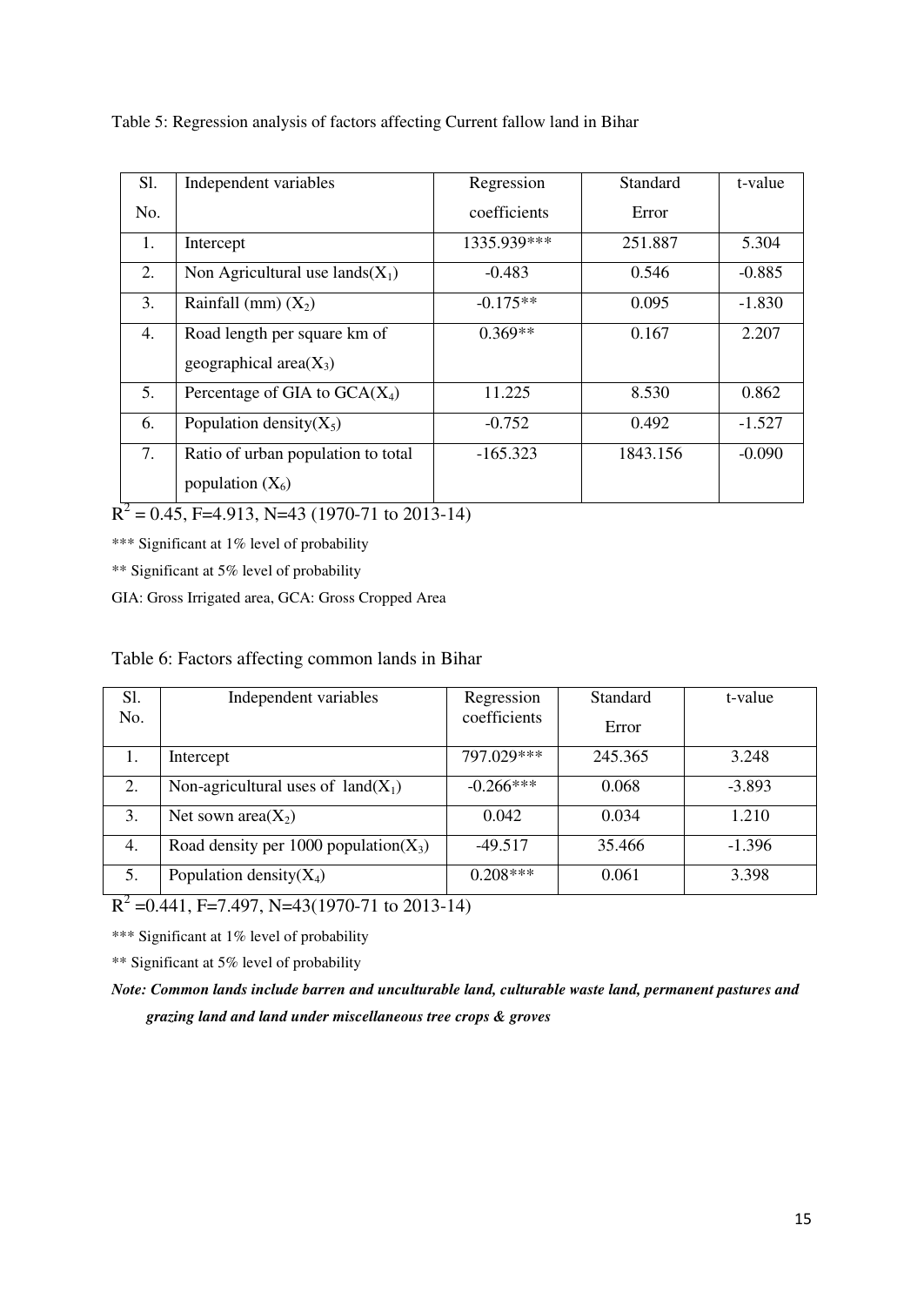Table 5: Regression analysis of factors affecting Current fallow land in Bihar

| Sl. No. | Independent variables | Regression coefficients | Standard Error | t-value |
|---|---|---|---|---|
| 1. | Intercept | 1335.939*** | 251.887 | 5.304 |
| 2. | Non Agricultural use lands($X_1$) | -0.483 | 0.546 | -0.885 |
| 3. | Rainfall (mm) ($X_2$) | -0.175** | 0.095 | -1.830 |
| 4. | Road length per square km of geographical area($X_3$) | 0.369** | 0.167 | 2.207 |
| 5. | Percentage of GIA to GCA($X_4$) | 11.225 | 8.530 | 0.862 |
| 6. | Population density($X_5$) | -0.752 | 0.492 | -1.527 |
| 7. | Ratio of urban population to total population ($X_6$) | -165.323 | 1843.156 | -0.090 |

$R^2$ = 0.45, F=4.913, N=43 (1970-71 to 2013-14)

*** Significant at 1% level of probability

** Significant at 5% level of probability

GIA: Gross Irrigated area, GCA: Gross Cropped Area

Table 6: Factors affecting common lands in Bihar

| Sl. No. | Independent variables | Regression coefficients | Standard Error | t-value |
|---|---|---|---|---|
| 1. | Intercept | 797.029*** | 245.365 | 3.248 |
| 2. | Non-agricultural uses of land($X_1$) | -0.266*** | 0.068 | -3.893 |
| 3. | Net sown area($X_2$) | 0.042 | 0.034 | 1.210 |
| 4. | Road density per 1000 population($X_3$) | -49.517 | 35.466 | -1.396 |
| 5. | Population density($X_4$) | 0.208*** | 0.061 | 3.398 |

$R^2$ =0.441, F=7.497, N=43(1970-71 to 2013-14)

*** Significant at 1% level of probability

** Significant at 5% level of probability

***Note: Common lands include barren and unculturable land, culturable waste land, permanent pastures and grazing land and land under miscellaneous tree crops & groves***